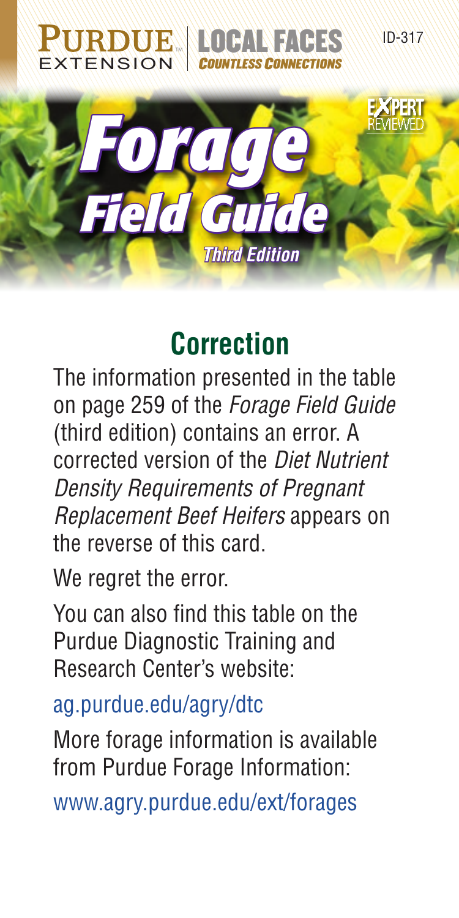Purdue Extension | Local Faces Countless Connections

ID-317

# Forage Field Guide

*Third Edition*

## Correction

The information presented in the table on page 259 of the *Forage Field Guide* (third edition) contains an error. A corrected version of the *Diet Nutrient Density Requirements of Pregnant Replacement Beef Heifers* appears on the reverse of this card.

We regret the error.

You can also find this table on the Purdue Diagnostic Training and Research Center's website:

ag.purdue.edu/agry/dtc

More forage information is available from Purdue Forage Information:

www.agry.purdue.edu/ext/forages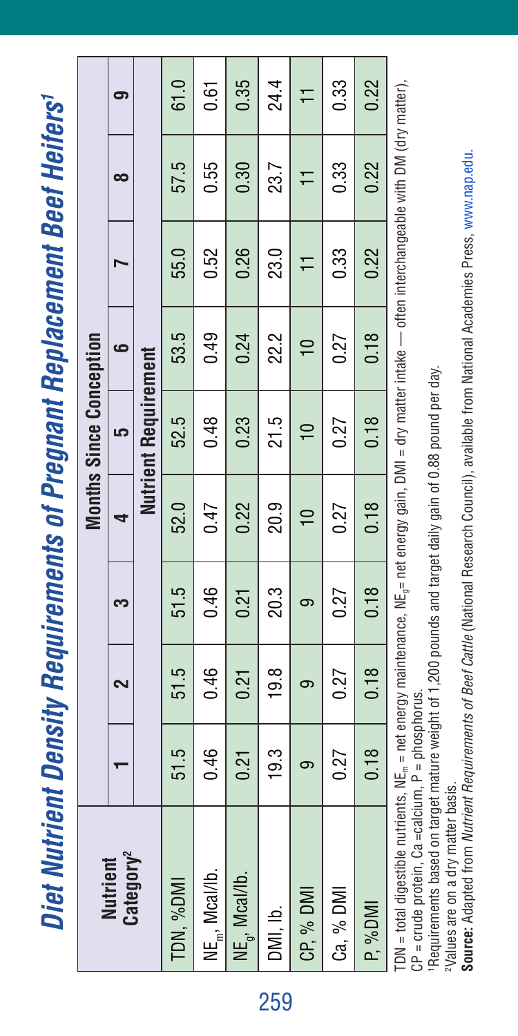# *Diet Nutrient Density Requirements of Pregnant Replacement Beef Heifers*[1]

| Nutrient Category[2] | Months Since Conception | | | | | | | | |
|---|---|---|---|---|---|---|---|---|---|
| | 1 | 2 | 3 | 4 | 5 | 6 | 7 | 8 | 9 |
| | Nutrient Requirement | | | | | | | | |
| TDN, %DMI | 51.5 | 51.5 | 51.5 | 52.0 | 52.5 | 53.5 | 55.0 | 57.5 | 61.0 |
| $NE_m$, Mcal/lb. | 0.46 | 0.46 | 0.46 | 0.47 | 0.48 | 0.49 | 0.52 | 0.55 | 0.61 |
| $NE_g$, Mcal/lb. | 0.21 | 0.21 | 0.21 | 0.22 | 0.23 | 0.24 | 0.26 | 0.30 | 0.35 |
| DMI, lb. | 19.3 | 19.8 | 20.3 | 20.9 | 21.5 | 22.2 | 23.0 | 23.7 | 24.4 |
| CP, % DMI | 9 | 9 | 9 | 10 | 10 | 10 | 11 | 11 | 11 |
| Ca, % DMI | 0.27 | 0.27 | 0.27 | 0.27 | 0.27 | 0.27 | 0.33 | 0.33 | 0.33 |
| P, %DMI | 0.18 | 0.18 | 0.18 | 0.18 | 0.18 | 0.18 | 0.22 | 0.22 | 0.22 |

TDN = total digestible nutrients, $NE_m$ = net energy maintenance, $NE_g$= net energy gain, DMI = dry matter intake — often interchangeable with DM (dry matter), CP = crude protein, Ca =calcium, P = phosphorus.

[1]Requirements based on target mature weight of 1,200 pounds and target daily gain of 0.88 pound per day.

[2]Values are on a dry matter basis.

**Source:** Adapted from *Nutrient Requirements of Beef Cattle* (National Research Council), available from National Academies Press, www.nap.edu.